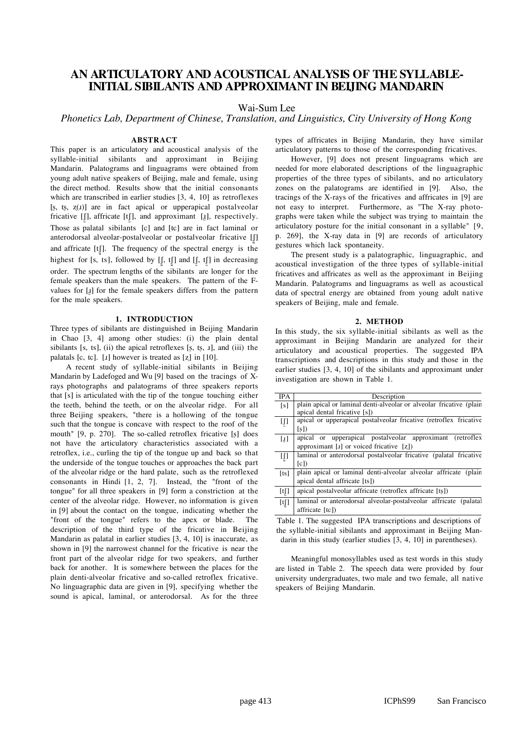# AN ARTICULATORY AND ACOUSTICAL ANALYSIS OF THE SYLLABLE-INITIAL SIBILANTS AND APPROXIMANT IN BEIJING MANDARIN

Wai-Sum Lee

*Phonetics Lab, Department of Chinese, Translation, and Linguistics, City University of Hong Kong*

## ABSTRACT

This paper is an articulatory and acoustical analysis of the syllable-initial sibilants and approximant in Beijing Mandarin. Palatograms and linguagrams were obtained from young adult native speakers of Beijing, male and female, using the direct method. Results show that the initial consonants which are transcribed in earlier studies [3, 4, 10] as retroflexes [ʂ, tʂ, ʐ(ɹ)] are in fact apical or upperapical postalveolar fricative [ʃ̺], affricate [tʃ̺], and approximant [ɹ̺], respectively. Those as palatal sibilants [ɕ] and [tɕ] are in fact laminal or anterodorsal alveolar-postalveolar or postalveolar fricative [ʃ̻] and affricate [tʃ̻]. The frequency of the spectral energy is the highest for [s, ts], followed by [ʃ̻, tʃ̻] and [ʃ̺, tʃ̺] in decreasing order. The spectrum lengths of the sibilants are longer for the female speakers than the male speakers. The pattern of the F-values for [ɹ̺] for the female speakers differs from the pattern for the male speakers.

## 1. INTRODUCTION

Three types of sibilants are distinguished in Beijing Mandarin in Chao [3, 4] among other studies: (i) the plain dental sibilants [s, ts], (ii) the apical retroflexes [ʂ, tʂ, ɹ], and (iii) the palatals [ɕ, tɕ]. [ɹ] however is treated as [ʐ] in [10].

A recent study of syllable-initial sibilants in Beijing Mandarin by Ladefoged and Wu [9] based on the tracings of X-rays photographs and palatograms of three speakers reports that [s] is articulated with the tip of the tongue touching either the teeth, behind the teeth, or on the alveolar ridge. For all three Beijing speakers, "there is a hollowing of the tongue such that the tongue is concave with respect to the roof of the mouth" [9, p. 270]. The so-called retroflex fricative [ʂ] does not have the articulatory characteristics associated with a retroflex, i.e., curling the tip of the tongue up and back so that the underside of the tongue touches or approaches the back part of the alveolar ridge or the hard palate, such as the retroflexed consonants in Hindi [1, 2, 7]. Instead, the "front of the tongue" for all three speakers in [9] form a constriction at the center of the alveolar ridge. However, no information is given in [9] about the contact on the tongue, indicating whether the "front of the tongue" refers to the apex or blade. The description of the third type of the fricative in Beijing Mandarin as palatal in earlier studies [3, 4, 10] is inaccurate, as shown in [9] the narrowest channel for the fricative is near the front part of the alveolar ridge for two speakers, and further back for another. It is somewhere between the places for the plain denti-alveolar fricative and so-called retroflex fricative. No linguagraphic data are given in [9], specifying whether the sound is apical, laminal, or anterodorsal. As for the three types of affricates in Beijing Mandarin, they have similar articulatory patterns to those of the corresponding fricatives.

However, [9] does not present linguagrams which are needed for more elaborated descriptions of the linguagraphic properties of the three types of sibilants, and no articulatory zones on the palatograms are identified in [9]. Also, the tracings of the X-rays of the fricatives and affricates in [9] are not easy to interpret. Furthermore, as "The X-ray photographs were taken while the subject was trying to maintain the articulatory posture for the initial consonant in a syllable" [9, p. 269], the X-ray data in [9] are records of articulatory gestures which lack spontaneity.

The present study is a palatographic, linguagraphic, and acoustical investigation of the three types of syllable-initial fricatives and affricates as well as the approximant in Beijing Mandarin. Palatograms and linguagrams as well as acoustical data of spectral energy are obtained from young adult native speakers of Beijing, male and female.

## 2. METHOD

In this study, the six syllable-initial sibilants as well as the approximant in Beijing Mandarin are analyzed for their articulatory and acoustical properties. The suggested IPA transcriptions and those in the earlier studies [3, 4, 10] of the sibilants and approximant under investigation are shown in Table 1.

| IPA | Description |
|---|---|
| [s] | plain apical or laminal denti-alveolar or alveolar fricative (plain apical dental fricative [s]) |
| [ʃ̺] | apical or upperapical postalveolar fricative (retroflex fricative [ʂ]) |
| [ɹ̺] | apical or upperapical postalveolar approximant (retroflex approximant [ɹ] or voiced fricative [ʐ]) |
| [ʃ̻] | laminal or anterodorsal postalveolar fricative (palatal fricative [ɕ]) |
| [ts] | plain apical or laminal denti-alveolar alveolar affricate (plain apical dental affricate [ts]) |
| [tʃ̺] | apical postalveolar affricate (retroflex affricate [tʂ]) |
| [tʃ̻] | laminal or anterodorsal alveolar-postalveolar affricate (palatal affricate [tɕ]) |

Table 1. The suggested IPA transcriptions and descriptions of the syllable-initial sibilants and approximant in Beijing Mandarin in this study (earlier studies [3, 4, 10] in parentheses).

Meaningful monosyllables used as test words in this study are listed in Table 2. The speech data were provided by four university undergraduates, two male and two female, all native speakers of Beijing Mandarin.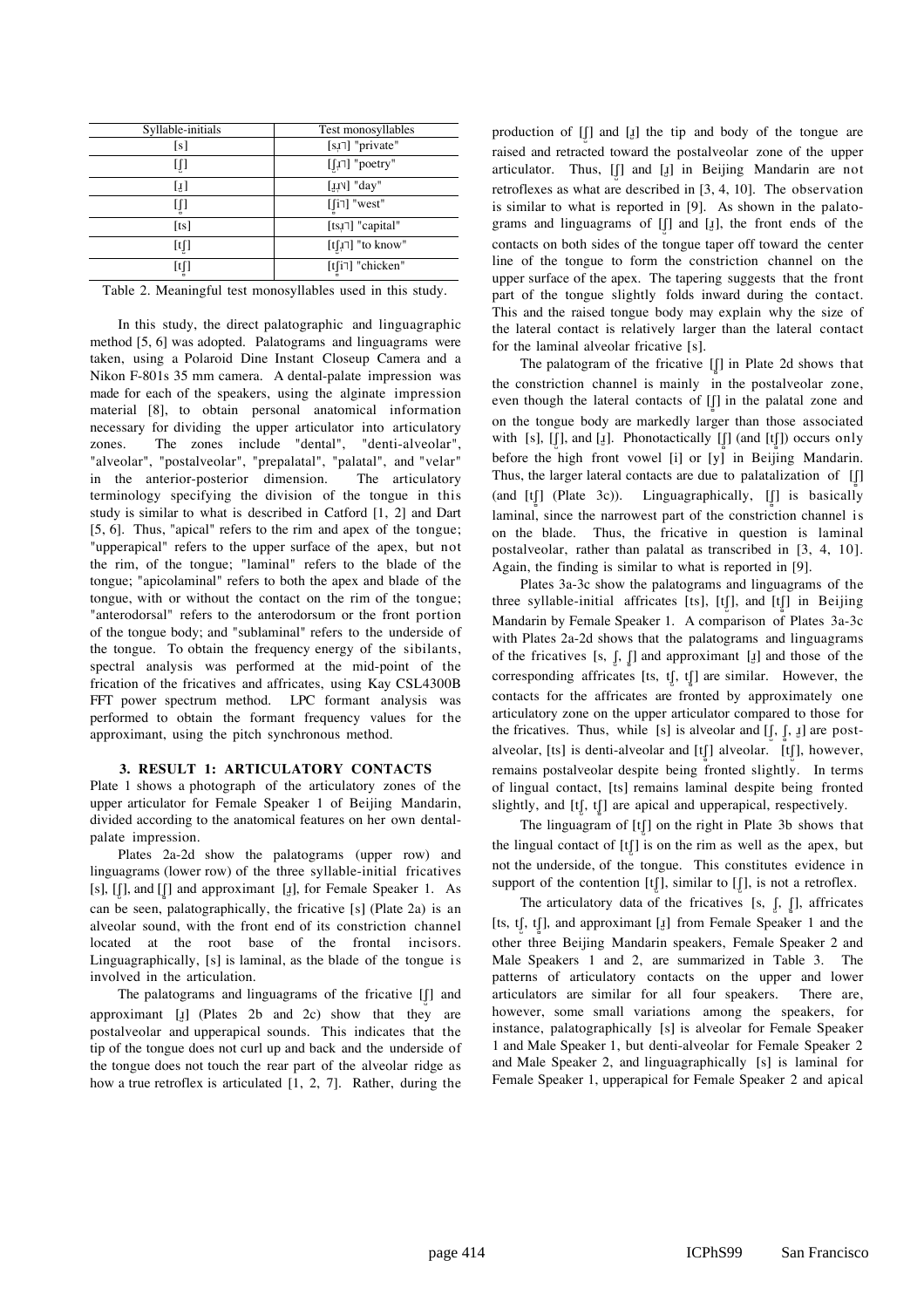| Syllable-initials | Test monosyllables |
|---|---|
| [s] | [sɹ˥] "private" |
| [ʃ̺] | [ʃ̺ɹ˥] "poetry" |
| [ɹ̠] | [ɹ̠ɹ˥˩] "day" |
| [ʃ] | [ʃi˥] "west" |
| [ts] | [tsɹ˥] "capital" |
| [tʃ̺] | [tʃ̺ɹ˥] "to know" |
| [tʃ] | [tʃi˥] "chicken" |

Table 2. Meaningful test monosyllables used in this study.

In this study, the direct palatographic and linguagraphic method [5, 6] was adopted. Palatograms and linguagrams were taken, using a Polaroid Dine Instant Closeup Camera and a Nikon F-801s 35 mm camera. A dental-palate impression was made for each of the speakers, using the alginate impression material [8], to obtain personal anatomical information necessary for dividing the upper articulator into articulatory zones. The zones include "dental", "denti-alveolar", "alveolar", "postalveolar", "prepalatal", "palatal", and "velar" in the anterior-posterior dimension. The articulatory terminology specifying the division of the tongue in this study is similar to what is described in Catford [1, 2] and Dart [5, 6]. Thus, "apical" refers to the rim and apex of the tongue; "upperapical" refers to the upper surface of the apex, but not the rim, of the tongue; "laminal" refers to the blade of the tongue; "apicolaminal" refers to both the apex and blade of the tongue, with or without the contact on the rim of the tongue; "anterodorsal" refers to the anterodorsum or the front portion of the tongue body; and "sublaminal" refers to the underside of the tongue. To obtain the frequency energy of the sibilants, spectral analysis was performed at the mid-point of the frication of the fricatives and affricates, using Kay CSL4300B FFT power spectrum method. LPC formant analysis was performed to obtain the formant frequency values for the approximant, using the pitch synchronous method.

## 3. RESULT 1: ARTICULATORY CONTACTS

Plate 1 shows a photograph of the articulatory zones of the upper articulator for Female Speaker 1 of Beijing Mandarin, divided according to the anatomical features on her own dental-palate impression.

Plates 2a-2d show the palatograms (upper row) and linguagrams (lower row) of the three syllable-initial fricatives [s], [ʃ̺], and [ʃ] and approximant [ɹ̠], for Female Speaker 1. As can be seen, palatographically, the fricative [s] (Plate 2a) is an alveolar sound, with the front end of its constriction channel located at the root base of the frontal incisors. Linguagraphically, [s] is laminal, as the blade of the tongue is involved in the articulation.

The palatograms and linguagrams of the fricative [ʃ̺] and approximant [ɹ̠] (Plates 2b and 2c) show that they are postalveolar and upperapical sounds. This indicates that the tip of the tongue does not curl up and back and the underside of the tongue does not touch the rear part of the alveolar ridge as how a true retroflex is articulated [1, 2, 7]. Rather, during the production of [ʃ̺] and [ɹ̠] the tip and body of the tongue are raised and retracted toward the postalveolar zone of the upper articulator. Thus, [ʃ̺] and [ɹ̠] in Beijing Mandarin are not retroflexes as what are described in [3, 4, 10]. The observation is similar to what is reported in [9]. As shown in the palatograms and linguagrams of [ʃ̺] and [ɹ̠], the front ends of the contacts on both sides of the tongue taper off toward the center line of the tongue to form the constriction channel on the upper surface of the apex. The tapering suggests that the front part of the tongue slightly folds inward during the contact. This and the raised tongue body may explain why the size of the lateral contact is relatively larger than the lateral contact for the laminal alveolar fricative [s].

The palatogram of the fricative [ʃ] in Plate 2d shows that the constriction channel is mainly in the postalveolar zone, even though the lateral contacts of [ʃ] in the palatal zone and on the tongue body are markedly larger than those associated with [s], [ʃ̺], and [ɹ̠]. Phonotactically [ʃ] (and [tʃ]) occurs only before the high front vowel [i] or [y] in Beijing Mandarin. Thus, the larger lateral contacts are due to palatalization of [ʃ] (and [tʃ] (Plate 3c)). Linguagraphically, [ʃ] is basically laminal, since the narrowest part of the constriction channel is on the blade. Thus, the fricative in question is laminal postalveolar, rather than palatal as transcribed in [3, 4, 10]. Again, the finding is similar to what is reported in [9].

Plates 3a-3c show the palatograms and linguagrams of the three syllable-initial affricates [ts], [tʃ̺], and [tʃ] in Beijing Mandarin by Female Speaker 1. A comparison of Plates 3a-3c with Plates 2a-2d shows that the palatograms and linguagrams of the fricatives [s, ʃ̺, ʃ] and approximant [ɹ̠] and those of the corresponding affricates [ts, tʃ̺, tʃ] are similar. However, the contacts for the affricates are fronted by approximately one articulatory zone on the upper articulator compared to those for the fricatives. Thus, while [s] is alveolar and [ʃ̺, ʃ, ɹ̠] are postalveolar, [ts] is denti-alveolar and [tʃ] alveolar. [tʃ̺], however, remains postalveolar despite being fronted slightly. In terms of lingual contact, [ts] remains laminal despite being fronted slightly, and [tʃ̺, tʃ] are apical and upperapical, respectively.

The linguagram of [tʃ̺] on the right in Plate 3b shows that the lingual contact of [tʃ̺] is on the rim as well as the apex, but not the underside, of the tongue. This constitutes evidence in support of the contention [tʃ̺], similar to [ʃ̺], is not a retroflex.

The articulatory data of the fricatives [s, ʃ̺, ʃ], affricates [ts, tʃ̺, tʃ], and approximant [ɹ̠] from Female Speaker 1 and the other three Beijing Mandarin speakers, Female Speaker 2 and Male Speakers 1 and 2, are summarized in Table 3. The patterns of articulatory contacts on the upper and lower articulators are similar for all four speakers. There are, however, some small variations among the speakers, for instance, palatographically [s] is alveolar for Female Speaker 1 and Male Speaker 1, but denti-alveolar for Female Speaker 2 and Male Speaker 2, and linguagraphically [s] is laminal for Female Speaker 1, upperapical for Female Speaker 2 and apical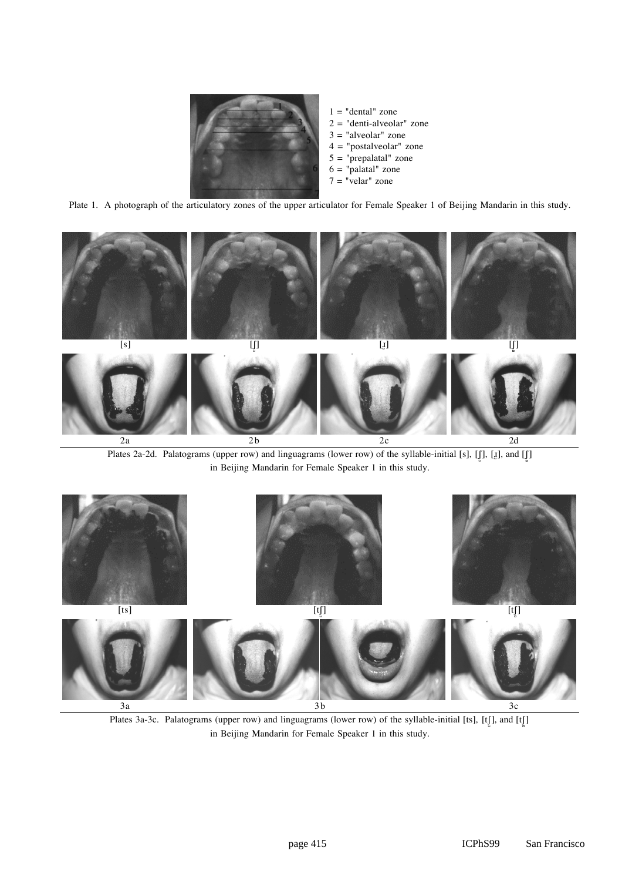1 = "dental" zone
2 = "denti-alveolar" zone
3 = "alveolar" zone
4 = "postalveolar" zone
5 = "prepalatal" zone
6 = "palatal" zone
7 = "velar" zone

Plate 1. A photograph of the articulatory zones of the upper articulator for Female Speaker 1 of Beijing Mandarin in this study.

[s] [ʃ̯] [ɹ̠] [ʃ̺]

2a 2b 2c 2d

Plates 2a-2d. Palatograms (upper row) and linguagrams (lower row) of the syllable-initial [s], [ʃ̯], [ɹ̠], and [ʃ̺] in Beijing Mandarin for Female Speaker 1 in this study.

[ts] [tʃ̯] [tʃ̺]

3a 3b 3c

Plates 3a-3c. Palatograms (upper row) and linguagrams (lower row) of the syllable-initial [ts], [tʃ̯], and [tʃ̺] in Beijing Mandarin for Female Speaker 1 in this study.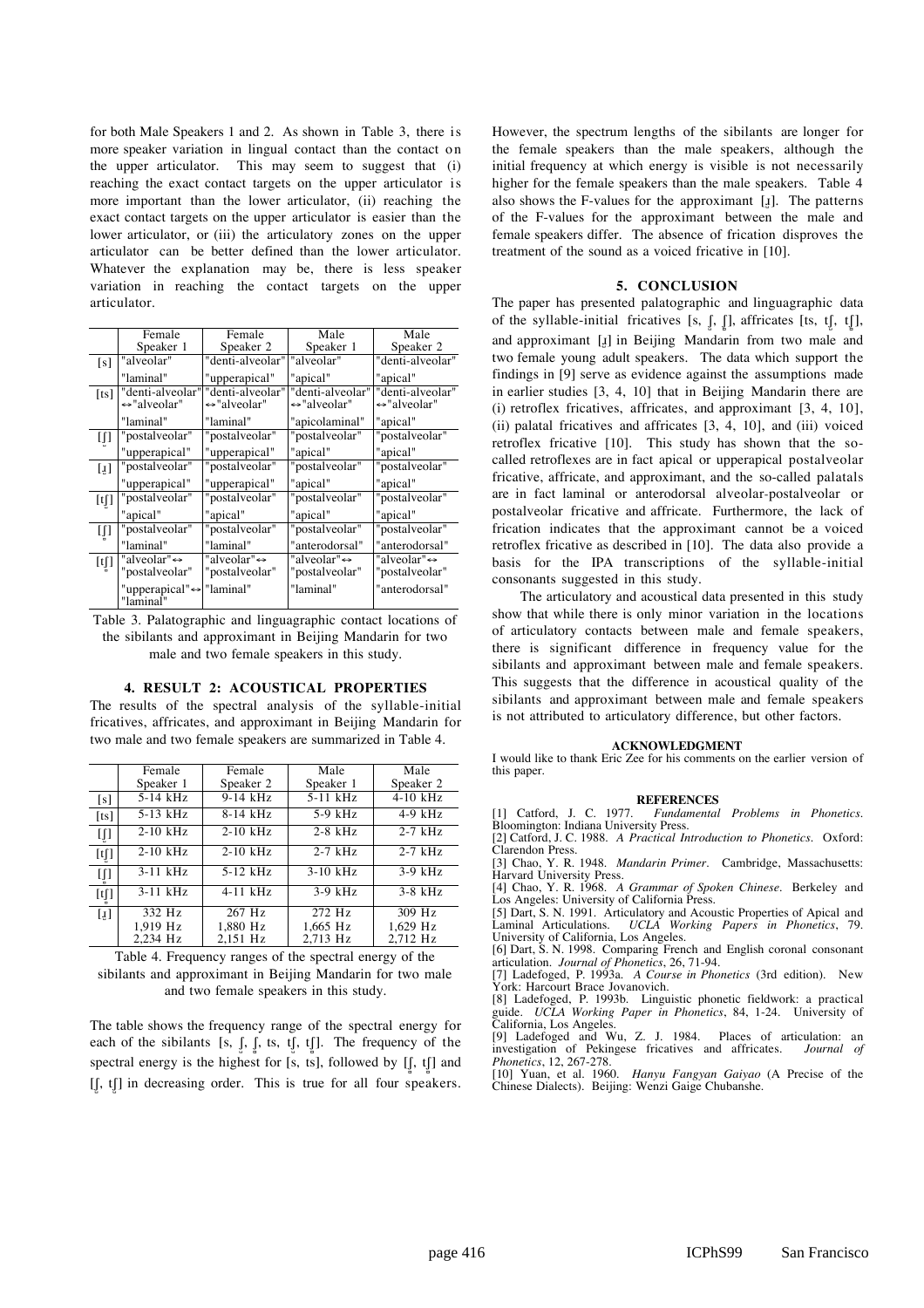for both Male Speakers 1 and 2. As shown in Table 3, there is more speaker variation in lingual contact than the contact on the upper articulator. This may seem to suggest that (i) reaching the exact contact targets on the upper articulator is more important than the lower articulator, (ii) reaching the exact contact targets on the upper articulator is easier than the lower articulator, or (iii) the articulatory zones on the upper articulator can be better defined than the lower articulator. Whatever the explanation may be, there is less speaker variation in reaching the contact targets on the upper articulator.

| | Female Speaker 1 | Female Speaker 2 | Male Speaker 1 | Male Speaker 2 |
|---|---|---|---|---|
| [s] | "alveolar" | "denti-alveolar" | "alveolar" | "denti-alveolar" |
| | "laminal" | "upperapical" | "apical" | "apical" |
| [ts] | "denti-alveolar" ↔"alveolar" | "denti-alveolar" ↔"alveolar" | "denti-alveolar" ↔"alveolar" | "denti-alveolar" ↔"alveolar" |
| | "laminal" | "laminal" | "apicolaminal" | "apical" |
| [ʃ̺] | "postalveolar" | "postalveolar" | "postalveolar" | "postalveolar" |
| | "upperapical" | "upperapical" | "apical" | "apical" |
| [ɹ̺] | "postalveolar" | "postalveolar" | "postalveolar" | "postalveolar" |
| | "upperapical" | "upperapical" | "apical" | "apical" |
| [tʃ̺] | "postalveolar" | "postalveolar" | "postalveolar" | "postalveolar" |
| | "apical" | "apical" | "apical" | "apical" |
| [ʃ̻] | "postalveolar" | "postalveolar" | "postalveolar" | "postalveolar" |
| | "laminal" | "laminal" | "anterodorsal" | "anterodorsal" |
| [tʃ̻] | "alveolar"↔ "postalveolar" | "alveolar"↔ "postalveolar" | "alveolar"↔ "postalveolar" | "alveolar"↔ "postalveolar" |
| | "upperapical"↔ "laminal" | "laminal" | "laminal" | "anterodorsal" |

Table 3. Palatographic and linguagraphic contact locations of the sibilants and approximant in Beijing Mandarin for two male and two female speakers in this study.

## 4. RESULT 2: ACOUSTICAL PROPERTIES

The results of the spectral analysis of the syllable-initial fricatives, affricates, and approximant in Beijing Mandarin for two male and two female speakers are summarized in Table 4.

| | Female Speaker 1 | Female Speaker 2 | Male Speaker 1 | Male Speaker 2 |
|---|---|---|---|---|
| [s] | 5-14 kHz | 9-14 kHz | 5-11 kHz | 4-10 kHz |
| [ts] | 5-13 kHz | 8-14 kHz | 5-9 kHz | 4-9 kHz |
| [ʃ̺] | 2-10 kHz | 2-10 kHz | 2-8 kHz | 2-7 kHz |
| [tʃ̺] | 2-10 kHz | 2-10 kHz | 2-7 kHz | 2-7 kHz |
| [ʃ̻] | 3-11 kHz | 5-12 kHz | 3-10 kHz | 3-9 kHz |
| [tʃ̻] | 3-11 kHz | 4-11 kHz | 3-9 kHz | 3-8 kHz |
| [ɹ̺] | 332 Hz<br>1,919 Hz<br>2,234 Hz | 267 Hz<br>1,880 Hz<br>2,151 Hz | 272 Hz<br>1,665 Hz<br>2,713 Hz | 309 Hz<br>1,629 Hz<br>2,712 Hz |

Table 4. Frequency ranges of the spectral energy of the sibilants and approximant in Beijing Mandarin for two male and two female speakers in this study.

The table shows the frequency range of the spectral energy for each of the sibilants [s, ʃ̺, ʃ̻, ts, tʃ̺, tʃ̻]. The frequency of the spectral energy is the highest for [s, ts], followed by [ʃ̻, tʃ̻] and [ʃ̺, tʃ̺] in decreasing order. This is true for all four speakers. However, the spectrum lengths of the sibilants are longer for the female speakers than the male speakers, although the initial frequency at which energy is visible is not necessarily higher for the female speakers than the male speakers. Table 4 also shows the F-values for the approximant [ɹ̺]. The patterns of the F-values for the approximant between the male and female speakers differ. The absence of frication disproves the treatment of the sound as a voiced fricative in [10].

## 5. CONCLUSION

The paper has presented palatographic and linguagraphic data of the syllable-initial fricatives [s, ʃ̺, ʃ̻], affricates [ts, tʃ̺, tʃ̻], and approximant [ɹ̺] in Beijing Mandarin from two male and two female young adult speakers. The data which support the findings in [9] serve as evidence against the assumptions made in earlier studies [3, 4, 10] that in Beijing Mandarin there are (i) retroflex fricatives, affricates, and approximant [3, 4, 10], (ii) palatal fricatives and affricates [3, 4, 10], and (iii) voiced retroflex fricative [10]. This study has shown that the so-called retroflexes are in fact apical or upperapical postalveolar fricative, affricate, and approximant, and the so-called palatals are in fact laminal or anterodorsal alveolar-postalveolar or postalveolar fricative and affricate. Furthermore, the lack of frication indicates that the approximant cannot be a voiced retroflex fricative as described in [10]. The data also provide a basis for the IPA transcriptions of the syllable-initial consonants suggested in this study.

The articulatory and acoustical data presented in this study show that while there is only minor variation in the locations of articulatory contacts between male and female speakers, there is significant difference in frequency value for the sibilants and approximant between male and female speakers. This suggests that the difference in acoustical quality of the sibilants and approximant between male and female speakers is not attributed to articulatory difference, but other factors.

### ACKNOWLEDGMENT

I would like to thank Eric Zee for his comments on the earlier version of this paper.

### REFERENCES

[1] Catford, J. C. 1977. *Fundamental Problems in Phonetics*. Bloomington: Indiana University Press.
[2] Catford, J. C. 1988. *A Practical Introduction to Phonetics*. Oxford: Clarendon Press.
[3] Chao, Y. R. 1948. *Mandarin Primer*. Cambridge, Massachusetts: Harvard University Press.
[4] Chao, Y. R. 1968. *A Grammar of Spoken Chinese*. Berkeley and Los Angeles: University of California Press.
[5] Dart, S. N. 1991. Articulatory and Acoustic Properties of Apical and Laminal Articulations. *UCLA Working Papers in Phonetics*, 79. University of California, Los Angeles.
[6] Dart, S. N. 1998. Comparing French and English coronal consonant articulation. *Journal of Phonetics*, 26, 71-94.
[7] Ladefoged, P. 1993a. *A Course in Phonetics* (3rd edition). New York: Harcourt Brace Jovanovich.
[8] Ladefoged, P. 1993b. Linguistic phonetic fieldwork: a practical guide. *UCLA Working Paper in Phonetics*, 84, 1-24. University of California, Los Angeles.
[9] Ladefoged and Wu, Z. J. 1984. Places of articulation: an investigation of Pekingese fricatives and affricates. *Journal of Phonetics*, 12, 267-278.
[10] Yuan, et al. 1960. *Hanyu Fangyan Gaiyao* (A Precise of the Chinese Dialects). Beijing: Wenzi Gaige Chubanshe.